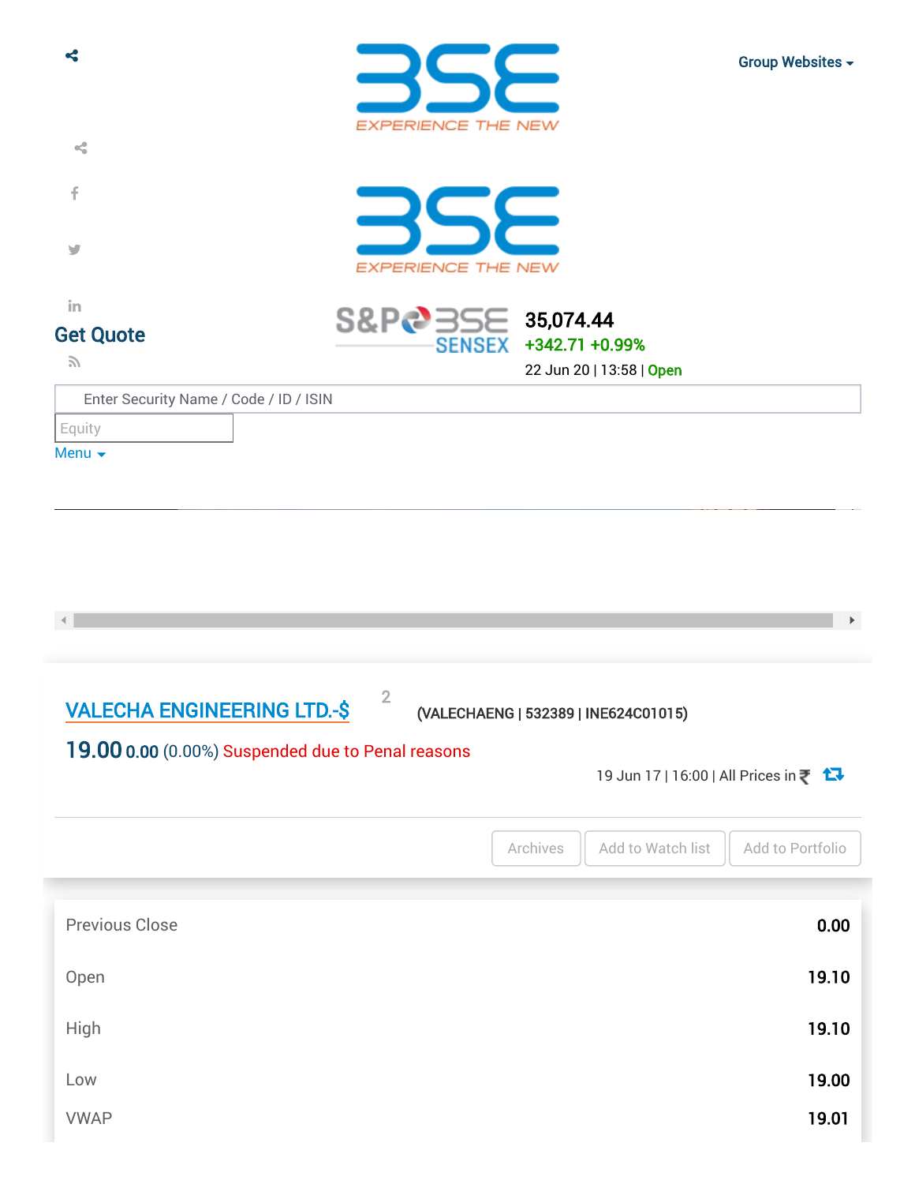Group Websites

EXPERIENCE THE NEW

EXPERIENCE THE NEW

## Get Quote

S&P BSE SENSEX **35,074.44**
+342.71 +0.99%
22 Jun 20 | 13:58 | Open

Enter Security Name / Code / ID / ISIN

Equity

Menu

## VALECHA ENGINEERING LTD.-$

2

(VALECHAENG | 532389 | INE624C01015)

**19.00** 0.00 (0.00%) Suspended due to Penal reasons

19 Jun 17 | 16:00 | All Prices in ₹

Archives | Add to Watch list | Add to Portfolio

| | |
|---|---|
| Previous Close | 0.00 |
| Open | 19.10 |
| High | 19.10 |
| Low | 19.00 |
| VWAP | 19.01 |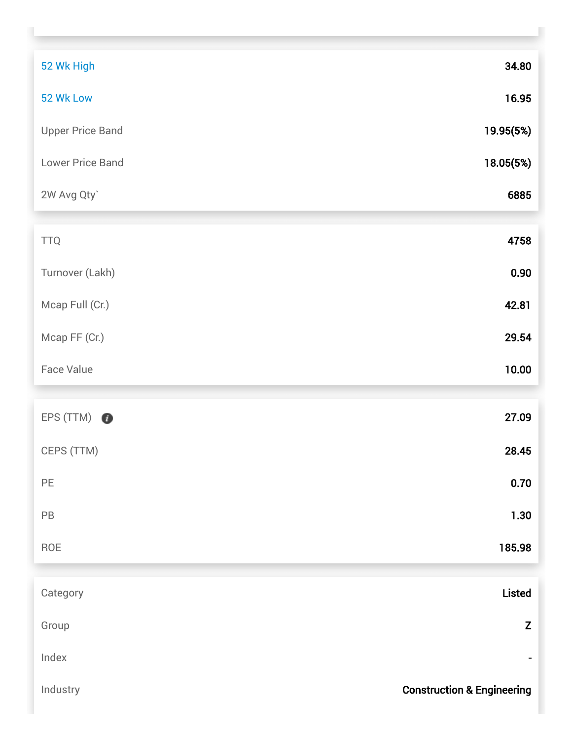| | |
|---|---|
| 52 Wk High | 34.80 |
| 52 Wk Low | 16.95 |
| Upper Price Band | 19.95(5%) |
| Lower Price Band | 18.05(5%) |
| 2W Avg Qty` | 6885 |

| | |
|---|---|
| TTQ | 4758 |
| Turnover (Lakh) | 0.90 |
| Mcap Full (Cr.) | 42.81 |
| Mcap FF (Cr.) | 29.54 |
| Face Value | 10.00 |

| | |
|---|---|
| EPS (TTM) | 27.09 |
| CEPS (TTM) | 28.45 |
| PE | 0.70 |
| PB | 1.30 |
| ROE | 185.98 |

| | |
|---|---|
| Category | Listed |
| Group | Z |
| Index | - |
| Industry | Construction & Engineering |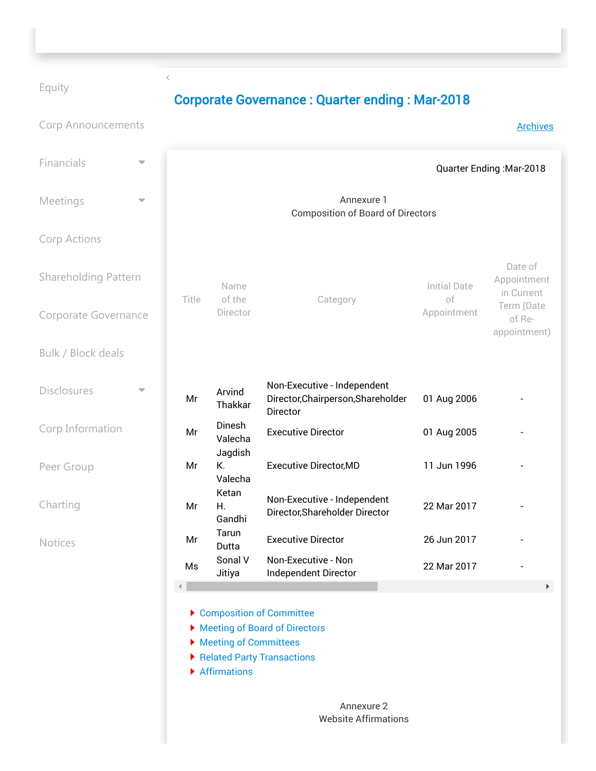Equity

Corp Announcements

Financials

Meetings

Corp Actions

Shareholding Pattern

Corporate Governance

Bulk / Block deals

Disclosures

Corp Information

Peer Group

Charting

Notices

# Corporate Governance : Quarter ending : Mar-2018

Archives

Quarter Ending :Mar-2018

Annexure 1
Composition of Board of Directors

| Title | Name of the Director | Category | Initial Date of Appointment | Date of Appointment in Current Term (Date of Re-appointment) |
|---|---|---|---|---|
| Mr | Arvind Thakkar | Non-Executive - Independent Director,Chairperson,Shareholder Director | 01 Aug 2006 | - |
| Mr | Dinesh Valecha | Executive Director | 01 Aug 2005 | - |
| Mr | Jagdish K. Valecha | Executive Director,MD | 11 Jun 1996 | - |
| Mr | Ketan H. Gandhi | Non-Executive - Independent Director,Shareholder Director | 22 Mar 2017 | - |
| Mr | Tarun Dutta | Executive Director | 26 Jun 2017 | - |
| Ms | Sonal V Jitiya | Non-Executive - Non Independent Director | 22 Mar 2017 | - |

- Composition of Committee
- Meeting of Board of Directors
- Meeting of Committees
- Related Party Transactions
- Affirmations

Annexure 2
Website Affirmations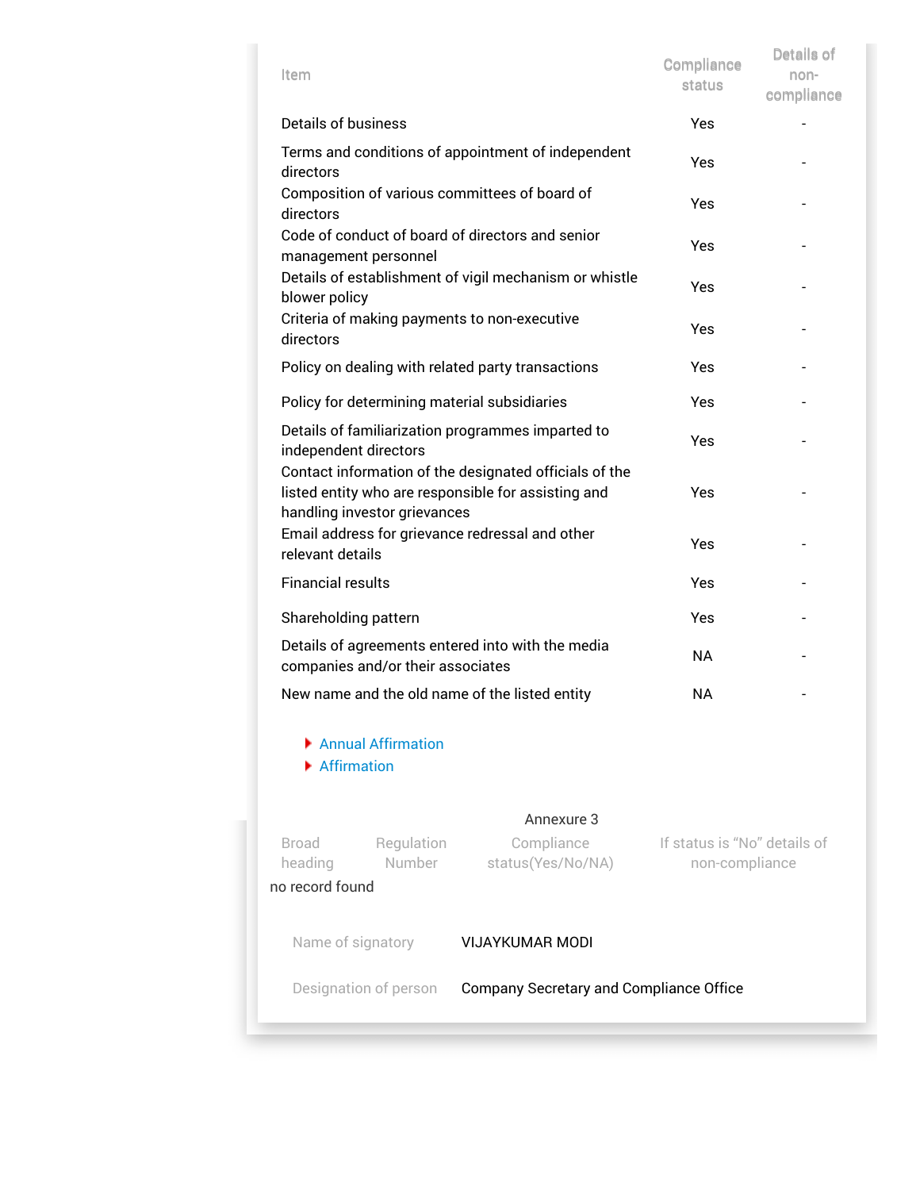| Item | Compliance status | Details of non-compliance |
|---|---|---|
| Details of business | Yes | - |
| Terms and conditions of appointment of independent directors | Yes | - |
| Composition of various committees of board of directors | Yes | - |
| Code of conduct of board of directors and senior management personnel | Yes | - |
| Details of establishment of vigil mechanism or whistle blower policy | Yes | - |
| Criteria of making payments to non-executive directors | Yes | - |
| Policy on dealing with related party transactions | Yes | - |
| Policy for determining material subsidiaries | Yes | - |
| Details of familiarization programmes imparted to independent directors | Yes | - |
| Contact information of the designated officials of the listed entity who are responsible for assisting and handling investor grievances | Yes | - |
| Email address for grievance redressal and other relevant details | Yes | - |
| Financial results | Yes | - |
| Shareholding pattern | Yes | - |
| Details of agreements entered into with the media companies and/or their associates | NA | - |
| New name and the old name of the listed entity | NA | - |

- Annual Affirmation
- Affirmation

Annexure 3

| Broad heading | Regulation Number | Compliance status(Yes/No/NA) | If status is “No” details of non-compliance |
|---|---|---|---|
| no record found | | | |

| | |
|---|---|
| Name of signatory | VIJAYKUMAR MODI |
| Designation of person | Company Secretary and Compliance Office |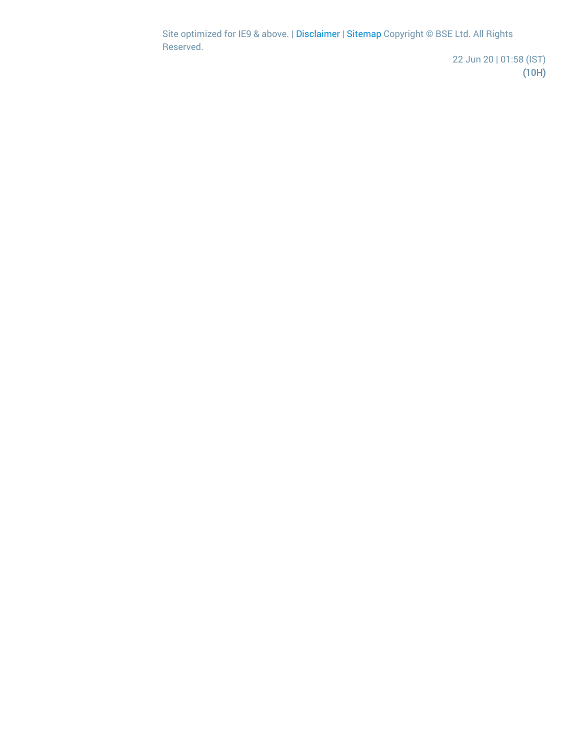Site optimized for IE9 & above. | Disclaimer | Sitemap Copyright © BSE Ltd. All Rights Reserved.

22 Jun 20 | 01:58 (IST)
(10H)